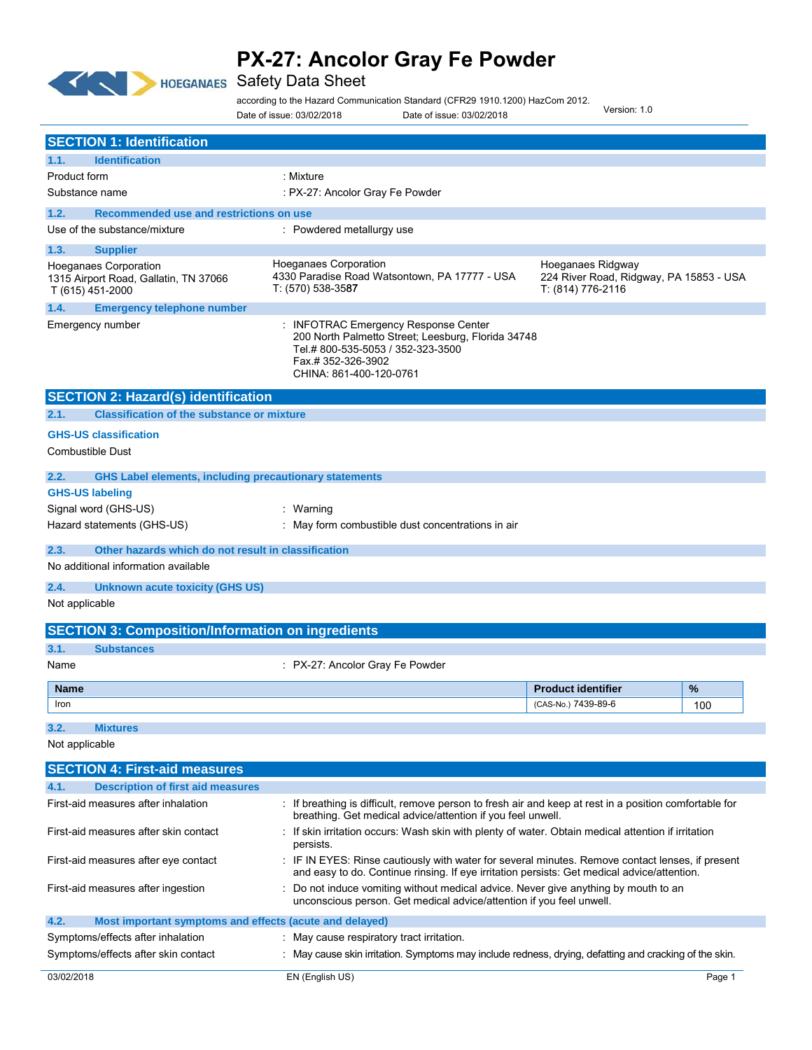# PX-27: Ancolor Gray Fe Powder

## Safety Data Sheet

according to the Hazard Communication Standard (CFR29 1910.1200) HazCom 2012.

Date of issue: 03/02/2018 Date of issue: 03/02/2018 Version: 1.0

## SECTION 1: Identification

### 1.1. Identification

Product form : Mixture

Substance name : PX-27: Ancolor Gray Fe Powder

### 1.2. Recommended use and restrictions on use

Use of the substance/mixture : Powdered metallurgy use

### 1.3. Supplier

Hoeganaes Corporation
1315 Airport Road, Gallatin, TN 37066
T (615) 451-2000

Hoeganaes Corporation
4330 Paradise Road Watsontown, PA 17777 - USA
T: (570) 538-3587

Hoeganaes Ridgway
224 River Road, Ridgway, PA 15853 - USA
T: (814) 776-2116

### 1.4. Emergency telephone number

Emergency number : INFOTRAC Emergency Response Center
200 North Palmetto Street; Leesburg, Florida 34748
Tel.# 800-535-5053 / 352-323-3500
Fax.# 352-326-3902
CHINA: 861-400-120-0761

## SECTION 2: Hazard(s) identification

### 2.1. Classification of the substance or mixture

**GHS-US classification**

Combustible Dust

### 2.2. GHS Label elements, including precautionary statements

**GHS-US labeling**

Signal word (GHS-US) : Warning

Hazard statements (GHS-US) : May form combustible dust concentrations in air

### 2.3. Other hazards which do not result in classification

No additional information available

### 2.4. Unknown acute toxicity (GHS US)

Not applicable

## SECTION 3: Composition/Information on ingredients

### 3.1. Substances

Name : PX-27: Ancolor Gray Fe Powder

| Name | Product identifier | % |
|---|---|---|
| Iron | (CAS-No.) 7439-89-6 | 100 |

### 3.2. Mixtures

Not applicable

## SECTION 4: First-aid measures

### 4.1. Description of first aid measures

First-aid measures after inhalation : If breathing is difficult, remove person to fresh air and keep at rest in a position comfortable for breathing. Get medical advice/attention if you feel unwell.

First-aid measures after skin contact : If skin irritation occurs: Wash skin with plenty of water. Obtain medical attention if irritation persists.

First-aid measures after eye contact : IF IN EYES: Rinse cautiously with water for several minutes. Remove contact lenses, if present and easy to do. Continue rinsing. If eye irritation persists: Get medical advice/attention.

First-aid measures after ingestion : Do not induce vomiting without medical advice. Never give anything by mouth to an unconscious person. Get medical advice/attention if you feel unwell.

### 4.2. Most important symptoms and effects (acute and delayed)

Symptoms/effects after inhalation : May cause respiratory tract irritation.

Symptoms/effects after skin contact : May cause skin irritation. Symptoms may include redness, drying, defatting and cracking of the skin.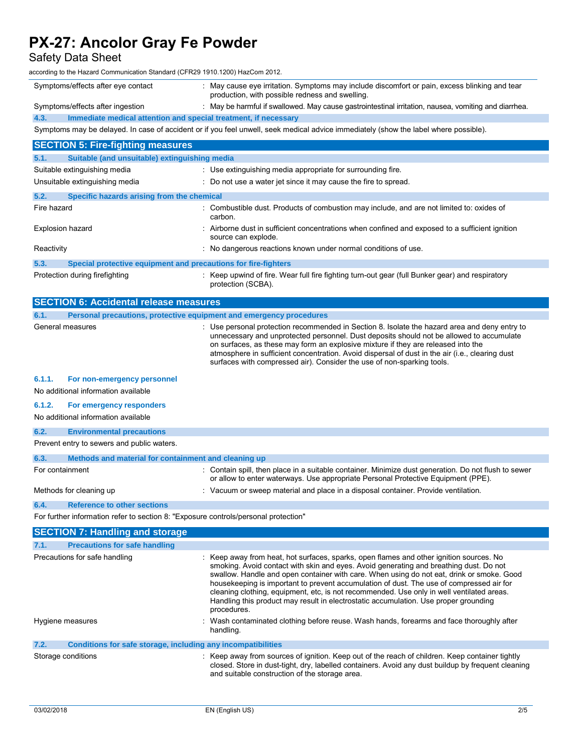| | |
|---|---|
| Symptoms/effects after eye contact | : May cause eye irritation. Symptoms may include discomfort or pain, excess blinking and tear production, with possible redness and swelling. |
| Symptoms/effects after ingestion | : May be harmful if swallowed. May cause gastrointestinal irritation, nausea, vomiting and diarrhea. |

### 4.3. Immediate medical attention and special treatment, if necessary

Symptoms may be delayed. In case of accident or if you feel unwell, seek medical advice immediately (show the label where possible).

## SECTION 5: Fire-fighting measures

### 5.1. Suitable (and unsuitable) extinguishing media

| | |
|---|---|
| Suitable extinguishing media | : Use extinguishing media appropriate for surrounding fire. |
| Unsuitable extinguishing media | : Do not use a water jet since it may cause the fire to spread. |

### 5.2. Specific hazards arising from the chemical

| | |
|---|---|
| Fire hazard | : Combustible dust. Products of combustion may include, and are not limited to: oxides of carbon. |
| Explosion hazard | : Airborne dust in sufficient concentrations when confined and exposed to a sufficient ignition source can explode. |
| Reactivity | : No dangerous reactions known under normal conditions of use. |

### 5.3. Special protective equipment and precautions for fire-fighters

| | |
|---|---|
| Protection during firefighting | : Keep upwind of fire. Wear full fire fighting turn-out gear (full Bunker gear) and respiratory protection (SCBA). |

## SECTION 6: Accidental release measures

### 6.1. Personal precautions, protective equipment and emergency procedures

| | |
|---|---|
| General measures | : Use personal protection recommended in Section 8. Isolate the hazard area and deny entry to unnecessary and unprotected personnel. Dust deposits should not be allowed to accumulate on surfaces, as these may form an explosive mixture if they are released into the atmosphere in sufficient concentration. Avoid dispersal of dust in the air (i.e., clearing dust surfaces with compressed air). Consider the use of non-sparking tools. |

#### 6.1.1. For non-emergency personnel

No additional information available

#### 6.1.2. For emergency responders

No additional information available

### 6.2. Environmental precautions

Prevent entry to sewers and public waters.

### 6.3. Methods and material for containment and cleaning up

| | |
|---|---|
| For containment | : Contain spill, then place in a suitable container. Minimize dust generation. Do not flush to sewer or allow to enter waterways. Use appropriate Personal Protective Equipment (PPE). |
| Methods for cleaning up | : Vacuum or sweep material and place in a disposal container. Provide ventilation. |

### 6.4. Reference to other sections

For further information refer to section 8: "Exposure controls/personal protection"

## SECTION 7: Handling and storage

### 7.1. Precautions for safe handling

| | |
|---|---|
| Precautions for safe handling | : Keep away from heat, hot surfaces, sparks, open flames and other ignition sources. No smoking. Avoid contact with skin and eyes. Avoid generating and breathing dust. Do not swallow. Handle and open container with care. When using do not eat, drink or smoke. Good housekeeping is important to prevent accumulation of dust. The use of compressed air for cleaning clothing, equipment, etc, is not recommended. Use only in well ventilated areas. Handling this product may result in electrostatic accumulation. Use proper grounding procedures. |
| Hygiene measures | : Wash contaminated clothing before reuse. Wash hands, forearms and face thoroughly after handling. |

### 7.2. Conditions for safe storage, including any incompatibilities

| | |
|---|---|
| Storage conditions | : Keep away from sources of ignition. Keep out of the reach of children. Keep container tightly closed. Store in dust-tight, dry, labelled containers. Avoid any dust buildup by frequent cleaning and suitable construction of the storage area. |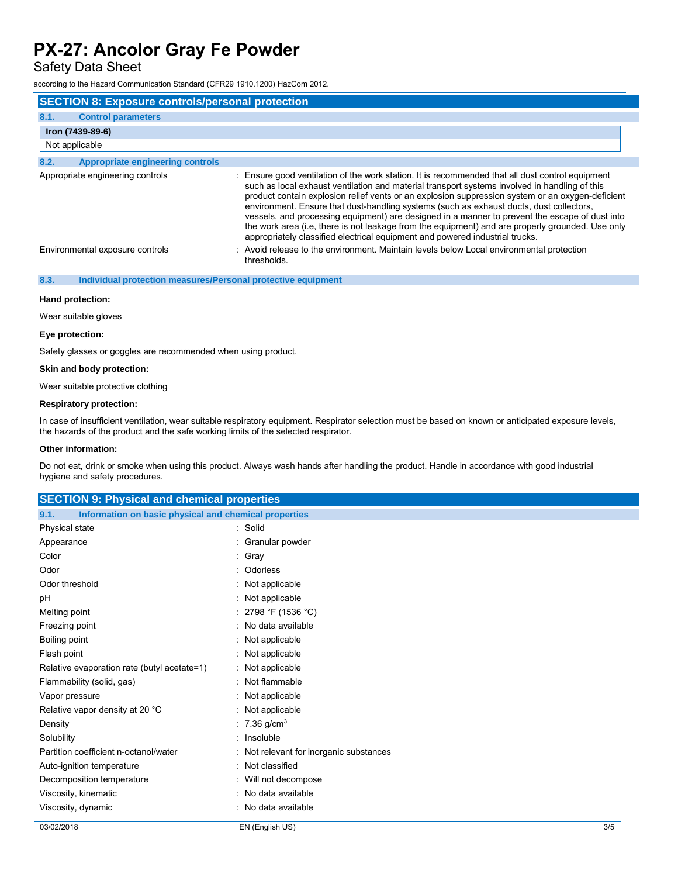## SECTION 8: Exposure controls/personal protection

### 8.1. Control parameters

| Iron (7439-89-6) |
|---|
| Not applicable |

### 8.2. Appropriate engineering controls

Appropriate engineering controls : Ensure good ventilation of the work station. It is recommended that all dust control equipment such as local exhaust ventilation and material transport systems involved in handling of this product contain explosion relief vents or an explosion suppression system or an oxygen-deficient environment. Ensure that dust-handling systems (such as exhaust ducts, dust collectors, vessels, and processing equipment) are designed in a manner to prevent the escape of dust into the work area (i.e, there is not leakage from the equipment) and are properly grounded. Use only appropriately classified electrical equipment and powered industrial trucks.

Environmental exposure controls : Avoid release to the environment. Maintain levels below Local environmental protection thresholds.

### 8.3. Individual protection measures/Personal protective equipment

**Hand protection:**

Wear suitable gloves

**Eye protection:**

Safety glasses or goggles are recommended when using product.

**Skin and body protection:**

Wear suitable protective clothing

**Respiratory protection:**

In case of insufficient ventilation, wear suitable respiratory equipment. Respirator selection must be based on known or anticipated exposure levels, the hazards of the product and the safe working limits of the selected respirator.

**Other information:**

Do not eat, drink or smoke when using this product. Always wash hands after handling the product. Handle in accordance with good industrial hygiene and safety procedures.

## SECTION 9: Physical and chemical properties

### 9.1. Information on basic physical and chemical properties

| Property | Value |
|---|---|
| Physical state | Solid |
| Appearance | Granular powder |
| Color | Gray |
| Odor | Odorless |
| Odor threshold | Not applicable |
| pH | Not applicable |
| Melting point | 2798 °F (1536 °C) |
| Freezing point | No data available |
| Boiling point | Not applicable |
| Flash point | Not applicable |
| Relative evaporation rate (butyl acetate=1) | Not applicable |
| Flammability (solid, gas) | Not flammable |
| Vapor pressure | Not applicable |
| Relative vapor density at 20 °C | Not applicable |
| Density | 7.36 g/cm$^3$ |
| Solubility | Insoluble |
| Partition coefficient n-octanol/water | Not relevant for inorganic substances |
| Auto-ignition temperature | Not classified |
| Decomposition temperature | Will not decompose |
| Viscosity, kinematic | No data available |
| Viscosity, dynamic | No data available |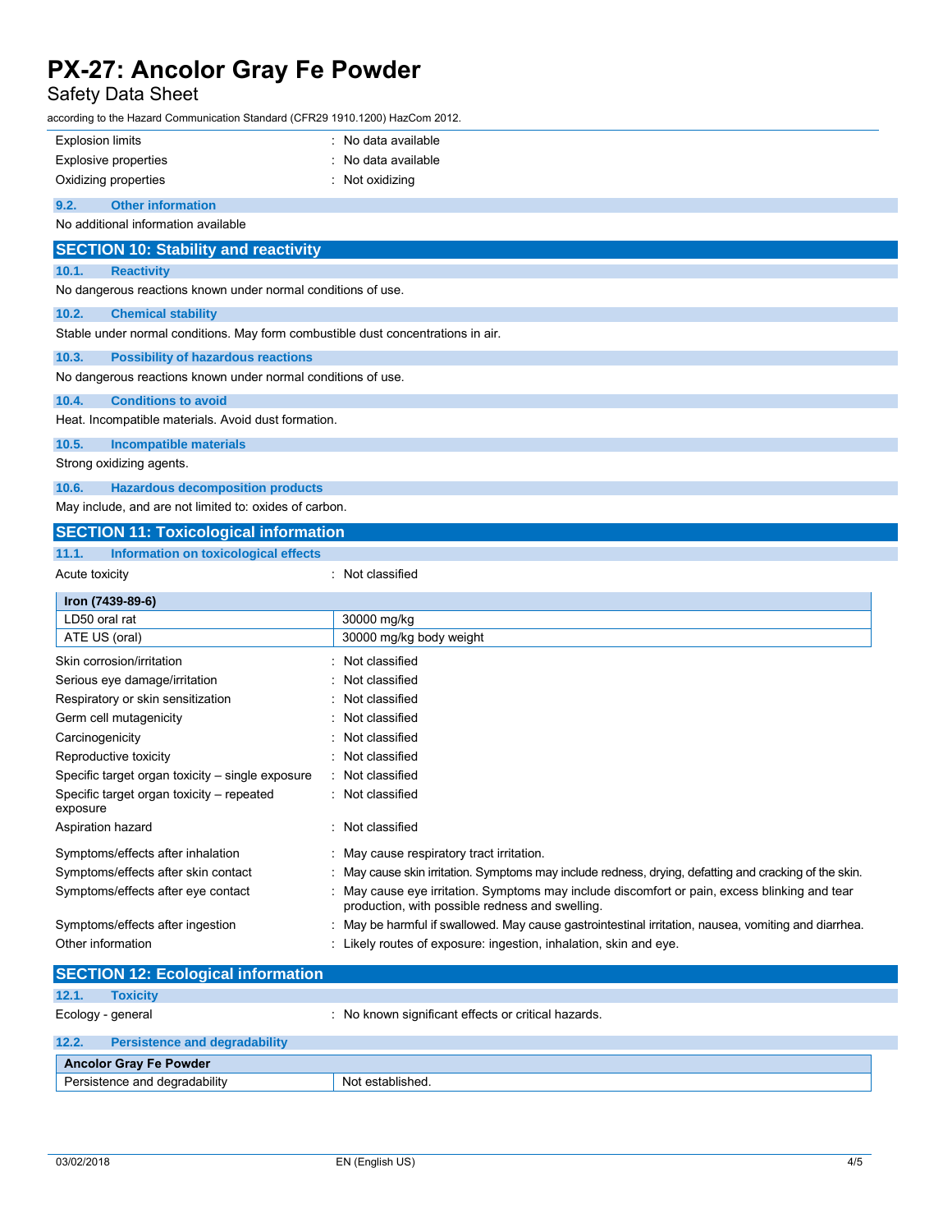Explosion limits : No data available

Explosive properties : No data available

Oxidizing properties : Not oxidizing

### 9.2. Other information

No additional information available

## SECTION 10: Stability and reactivity

### 10.1. Reactivity

No dangerous reactions known under normal conditions of use.

### 10.2. Chemical stability

Stable under normal conditions. May form combustible dust concentrations in air.

### 10.3. Possibility of hazardous reactions

No dangerous reactions known under normal conditions of use.

### 10.4. Conditions to avoid

Heat. Incompatible materials. Avoid dust formation.

### 10.5. Incompatible materials

Strong oxidizing agents.

### 10.6. Hazardous decomposition products

May include, and are not limited to: oxides of carbon.

## SECTION 11: Toxicological information

### 11.1. Information on toxicological effects

Acute toxicity : Not classified

| **Iron (7439-89-6)** | |
|---|---|
| LD50 oral rat | 30000 mg/kg |
| ATE US (oral) | 30000 mg/kg body weight |

Skin corrosion/irritation : Not classified

Serious eye damage/irritation : Not classified

Respiratory or skin sensitization : Not classified

Germ cell mutagenicity : Not classified

Carcinogenicity : Not classified

Reproductive toxicity : Not classified

Specific target organ toxicity – single exposure : Not classified

Specific target organ toxicity – repeated exposure : Not classified

Aspiration hazard : Not classified

Symptoms/effects after inhalation : May cause respiratory tract irritation.

Symptoms/effects after skin contact : May cause skin irritation. Symptoms may include redness, drying, defatting and cracking of the skin.

Symptoms/effects after eye contact : May cause eye irritation. Symptoms may include discomfort or pain, excess blinking and tear production, with possible redness and swelling.

Symptoms/effects after ingestion : May be harmful if swallowed. May cause gastrointestinal irritation, nausea, vomiting and diarrhea.

Other information : Likely routes of exposure: ingestion, inhalation, skin and eye.

## SECTION 12: Ecological information

### 12.1. Toxicity

Ecology - general : No known significant effects or critical hazards.

### 12.2. Persistence and degradability

| **Ancolor Gray Fe Powder** | |
|---|---|
| Persistence and degradability | Not established. |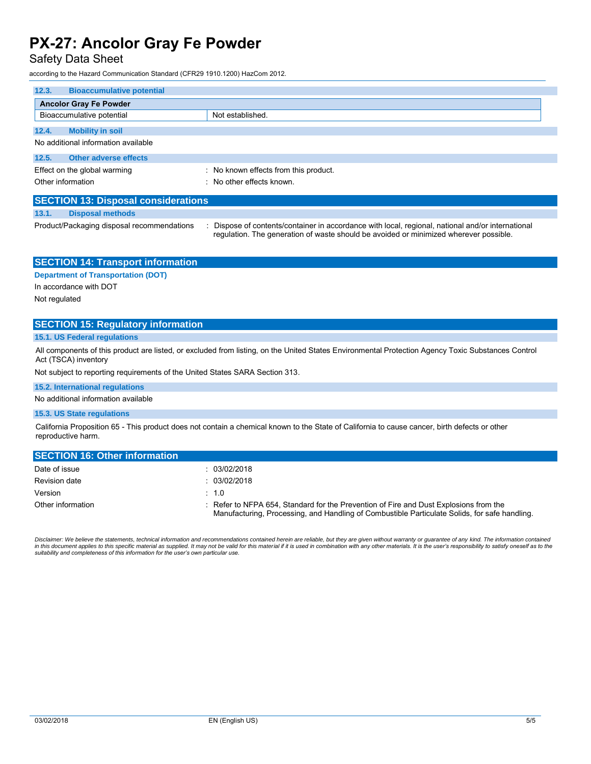### 12.3. Bioaccumulative potential

| Ancolor Gray Fe Powder | |
|---|---|
| Bioaccumulative potential | Not established. |

### 12.4. Mobility in soil

No additional information available

### 12.5. Other adverse effects

Effect on the global warming : No known effects from this product.

Other information : No other effects known.

## SECTION 13: Disposal considerations

### 13.1. Disposal methods

Product/Packaging disposal recommendations : Dispose of contents/container in accordance with local, regional, national and/or international regulation. The generation of waste should be avoided or minimized wherever possible.

## SECTION 14: Transport information

**Department of Transportation (DOT)**

In accordance with DOT

Not regulated

## SECTION 15: Regulatory information

### 15.1. US Federal regulations

All components of this product are listed, or excluded from listing, on the United States Environmental Protection Agency Toxic Substances Control Act (TSCA) inventory

Not subject to reporting requirements of the United States SARA Section 313.

### 15.2. International regulations

No additional information available

### 15.3. US State regulations

California Proposition 65 - This product does not contain a chemical known to the State of California to cause cancer, birth defects or other reproductive harm.

## SECTION 16: Other information

Date of issue : 03/02/2018

Revision date : 03/02/2018

Version : 1.0

Other information : Refer to NFPA 654, Standard for the Prevention of Fire and Dust Explosions from the Manufacturing, Processing, and Handling of Combustible Particulate Solids, for safe handling.

*Disclaimer: We believe the statements, technical information and recommendations contained herein are reliable, but they are given without warranty or guarantee of any kind. The information contained in this document applies to this specific material as supplied. It may not be valid for this material if it is used in combination with any other materials. It is the user's responsibility to satisfy oneself as to the suitability and completeness of this information for the user's own particular use.*